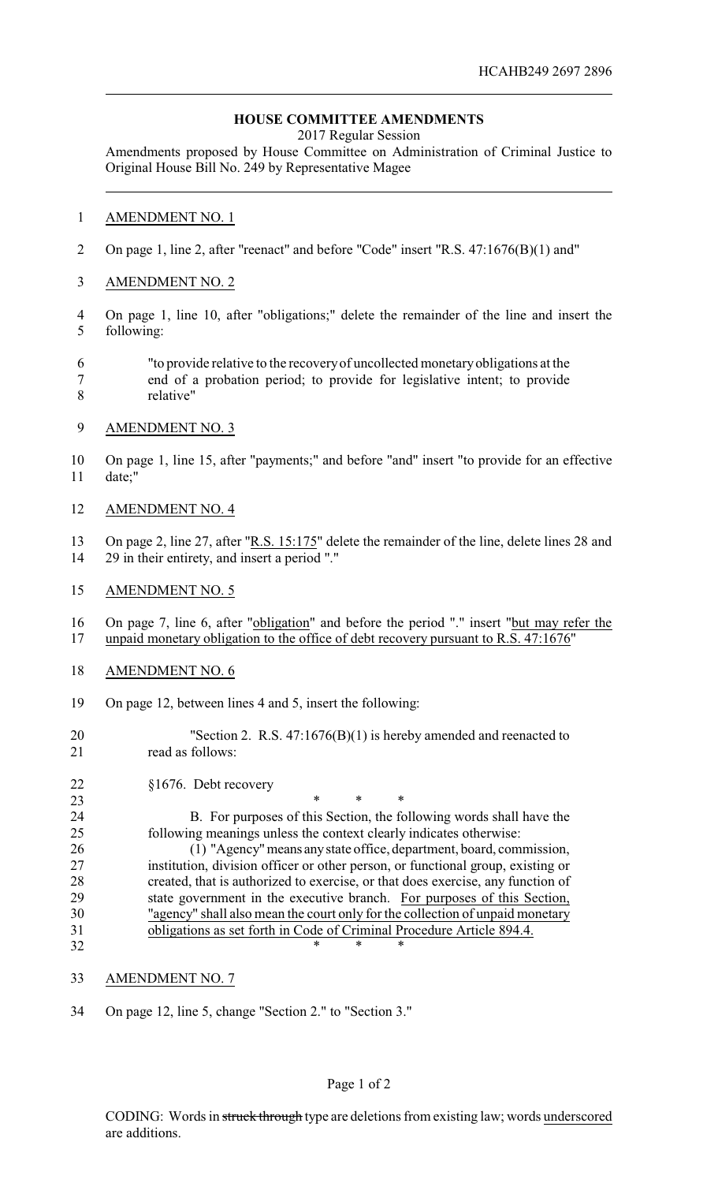HCAHB249 2697 2896

# HOUSE COMMITTEE AMENDMENTS

2017 Regular Session

Amendments proposed by House Committee on Administration of Criminal Justice to Original House Bill No. 249 by Representative Magee

AMENDMENT NO. 1

On page 1, line 2, after "reenact" and before "Code" insert "R.S. 47:1676(B)(1) and"

AMENDMENT NO. 2

On page 1, line 10, after "obligations;" delete the remainder of the line and insert the following:

"to provide relative to the recovery of uncollected monetary obligations at the end of a probation period; to provide for legislative intent; to provide relative"

AMENDMENT NO. 3

On page 1, line 15, after "payments;" and before "and" insert "to provide for an effective date;"

AMENDMENT NO. 4

On page 2, line 27, after "R.S. 15:175" delete the remainder of the line, delete lines 28 and 29 in their entirety, and insert a period "."

AMENDMENT NO. 5

On page 7, line 6, after "obligation" and before the period "." insert "but may refer the unpaid monetary obligation to the office of debt recovery pursuant to R.S. 47:1676"

AMENDMENT NO. 6

On page 12, between lines 4 and 5, insert the following:

"Section 2. R.S. 47:1676(B)(1) is hereby amended and reenacted to read as follows:

§1676. Debt recovery

\* \* \*

B. For purposes of this Section, the following words shall have the following meanings unless the context clearly indicates otherwise:

(1) "Agency" means any state office, department, board, commission, institution, division officer or other person, or functional group, existing or created, that is authorized to exercise, or that does exercise, any function of state government in the executive branch. For purposes of this Section, "agency" shall also mean the court only for the collection of unpaid monetary obligations as set forth in Code of Criminal Procedure Article 894.4.

\* \* \*

AMENDMENT NO. 7

On page 12, line 5, change "Section 2." to "Section 3."

CODING: Words in ~~struck through~~ type are deletions from existing law; words underscored are additions.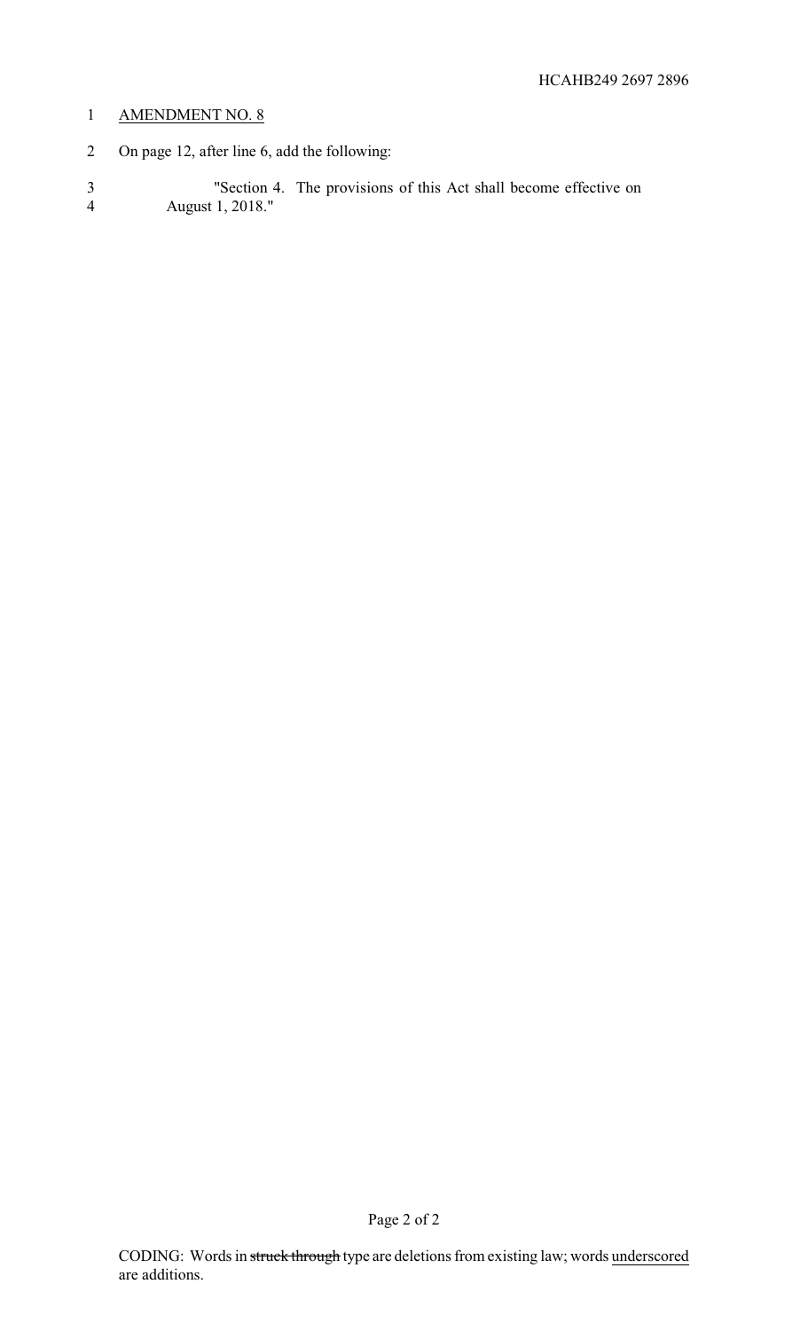HCAHB249 2697 2896

1 AMENDMENT NO. 8

2 On page 12, after line 6, add the following:

3 "Section 4. The provisions of this Act shall become effective on
4 August 1, 2018."

CODING: Words in ~~struck through~~ type are deletions from existing law; words underscored are additions.